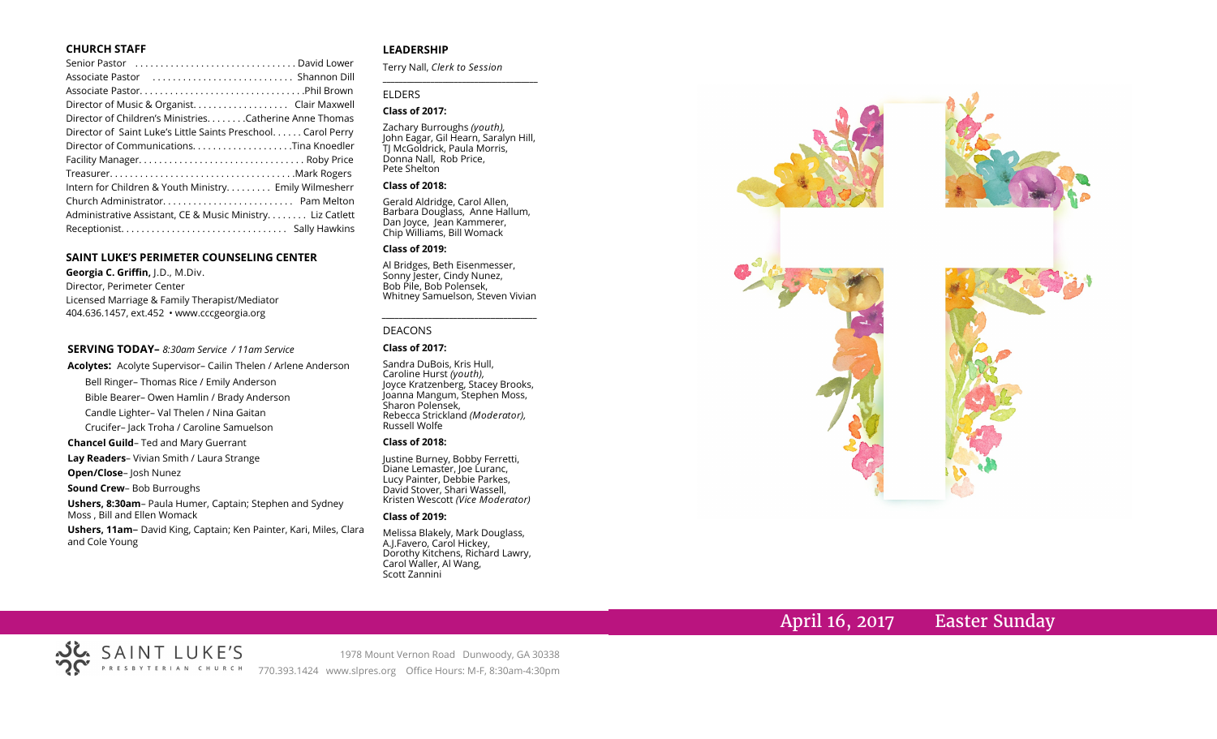## CHURCH STAFF

Senior Pastor . . . . . . . . . . . . . . . . . . . . . . . . . . . . . . . David Lower
Associate Pastor . . . . . . . . . . . . . . . . . . . . . . . . . . . Shannon Dill
Associate Pastor. . . . . . . . . . . . . . . . . . . . . . . . . . . . . . . .Phil Brown
Director of Music & Organist. . . . . . . . . . . . . . . . . . Clair Maxwell
Director of Children's Ministries. . . . . . . .Catherine Anne Thomas
Director of Saint Luke's Little Saints Preschool. . . . . . Carol Perry
Director of Communications. . . . . . . . . . . . . . . . . . . .Tina Knoedler
Facility Manager. . . . . . . . . . . . . . . . . . . . . . . . . . . . . . . . Roby Price
Treasurer. . . . . . . . . . . . . . . . . . . . . . . . . . . . . . . . . . . .Mark Rogers
Intern for Children & Youth Ministry. . . . . . . . . Emily Wilmesherr
Church Administrator. . . . . . . . . . . . . . . . . . . . . . . . . . Pam Melton
Administrative Assistant, CE & Music Ministry. . . . . . . . Liz Catlett
Receptionist. . . . . . . . . . . . . . . . . . . . . . . . . . . . . . . . Sally Hawkins

## SAINT LUKE'S PERIMETER COUNSELING CENTER

**Georgia C. Griffin,** J.D., M.Div.
Director, Perimeter Center
Licensed Marriage & Family Therapist/Mediator
404.636.1457, ext.452 • www.cccgeorgia.org

## SERVING TODAY– *8:30am Service / 11am Service*

**Acolytes:** Acolyte Supervisor– Cailin Thelen / Arlene Anderson

Bell Ringer– Thomas Rice / Emily Anderson

Bible Bearer– Owen Hamlin / Brady Anderson

Candle Lighter– Val Thelen / Nina Gaitan

Crucifer– Jack Troha / Caroline Samuelson

**Chancel Guild**– Ted and Mary Guerrant

**Lay Readers**– Vivian Smith / Laura Strange

**Open/Close**– Josh Nunez

**Sound Crew**– Bob Burroughs

**Ushers, 8:30am**– Paula Humer, Captain; Stephen and Sydney Moss , Bill and Ellen Womack

**Ushers, 11am**– David King, Captain; Ken Painter, Kari, Miles, Clara and Cole Young

## LEADERSHIP

Terry Nall, *Clerk to Session*

### ELDERS

**Class of 2017:**

Zachary Burroughs *(youth),* John Eagar, Gil Hearn, Saralyn Hill, TJ McGoldrick, Paula Morris, Donna Nall, Rob Price, Pete Shelton

**Class of 2018:**

Gerald Aldridge, Carol Allen, Barbara Douglass, Anne Hallum, Dan Joyce, Jean Kammerer, Chip Williams, Bill Womack

**Class of 2019:**

Al Bridges, Beth Eisenmesser, Sonny Jester, Cindy Nunez, Bob Pile, Bob Polensek, Whitney Samuelson, Steven Vivian

### DEACONS

**Class of 2017:**

Sandra DuBois, Kris Hull, Caroline Hurst *(youth),* Joyce Kratzenberg, Stacey Brooks, Joanna Mangum, Stephen Moss, Sharon Polensek, Rebecca Strickland *(Moderator),* Russell Wolfe

**Class of 2018:**

Justine Burney, Bobby Ferretti, Diane Lemaster, Joe Luranc, Lucy Painter, Debbie Parkes, David Stover, Shari Wassell, Kristen Wescott *(Vice Moderator)*

**Class of 2019:**

Melissa Blakely, Mark Douglass, A.J.Favero, Carol Hickey, Dorothy Kitchens, Richard Lawry, Carol Waller, Al Wang, Scott Zannini

# April 16, 2017 Easter Sunday

SAINT LUKE'S PRESBYTERIAN CHURCH

1978 Mount Vernon Road Dunwoody, GA 30338
770.393.1424 www.slpres.org Office Hours: M-F, 8:30am-4:30pm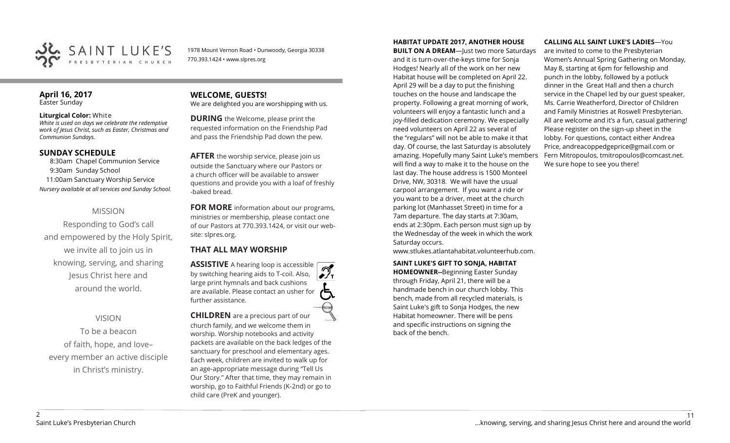SAINT LUKE'S PRESBYTERIAN CHURCH

1978 Mount Vernon Road • Dunwoody, Georgia 30338
770.393.1424 • www.slpres.org

**April 16, 2017**
Easter Sunday

**Liturgical Color:** White
*White is used on days we celebrate the redemptive work of Jesus Christ, such as Easter, Christmas and Communion Sundays.*

## SUNDAY SCHEDULE

8:30am Chapel Communion Service
9:30am Sunday School
11:00am Sanctuary Worship Service
*Nursery available at all services and Sunday School.*

MISSION

Responding to God's call and empowered by the Holy Spirit, we invite all to join us in knowing, serving, and sharing Jesus Christ here and around the world.

VISION

To be a beacon of faith, hope, and love– every member an active disciple in Christ's ministry.

## WELCOME, GUESTS!

We are delighted you are worshipping with us.

**DURING** the Welcome, please print the requested information on the Friendship Pad and pass the Friendship Pad down the pew.

**AFTER** the worship service, please join us outside the Sanctuary where our Pastors or a church officer will be available to answer questions and provide you with a loaf of freshly-baked bread.

**FOR MORE** information about our programs, ministries or membership, please contact one of our Pastors at 770.393.1424, or visit our website: slpres.org.

## THAT ALL MAY WORSHIP

**ASSISTIVE** A hearing loop is accessible by switching hearing aids to T-coil. Also, large print hymnals and back cushions are available. Please contact an usher for further assistance.

**CHILDREN** are a precious part of our church family, and we welcome them in worship. Worship notebooks and activity packets are available on the back ledges of the sanctuary for preschool and elementary ages. Each week, children are invited to walk up for an age-appropriate message during "Tell Us Our Story." After that time, they may remain in worship, go to Faithful Friends (K-2nd) or go to child care (PreK and younger).

**HABITAT UPDATE 2017, ANOTHER HOUSE BUILT ON A DREAM**—Just two more Saturdays and it is turn-over-the-keys time for Sonja Hodges! Nearly all of the work on her new Habitat house will be completed on April 22. April 29 will be a day to put the finishing touches on the house and landscape the property. Following a great morning of work, volunteers will enjoy a fantastic lunch and a joy-filled dedication ceremony. We especially need volunteers on April 22 as several of the "regulars" will not be able to make it that day. Of course, the last Saturday is absolutely amazing. Hopefully many Saint Luke's members will find a way to make it to the house on the last day. The house address is 1500 Monteel Drive, NW, 30318. We will have the usual carpool arrangement. If you want a ride or you want to be a driver, meet at the church parking lot (Manhasset Street) in time for a 7am departure. The day starts at 7:30am, ends at 2:30pm. Each person must sign up by the Wednesday of the week in which the work Saturday occurs. www.stlukes.atlantahabitat.volunteerhub.com.

**SAINT LUKE'S GIFT TO SONJA, HABITAT HOMEOWNER--**Beginning Easter Sunday through Friday, April 21, there will be a handmade bench in our church lobby. This bench, made from all recycled materials, is Saint Luke's gift to Sonja Hodges, the new Habitat homeowner. There will be pens and specific instructions on signing the back of the bench.

**CALLING ALL SAINT LUKE'S LADIES**—You are invited to come to the Presbyterian Women's Annual Spring Gathering on Monday, May 8, starting at 6pm for fellowship and punch in the lobby, followed by a potluck dinner in the Great Hall and then a church service in the Chapel led by our guest speaker, Ms. Carrie Weatherford, Director of Children and Family Ministries at Roswell Presbyterian. All are welcome and it's a fun, casual gathering! Please register on the sign-up sheet in the lobby. For questions, contact either Andrea Price, andreacoppedgeprice@gmail.com or Fern Mitropoulos, tmitropoulos@comcast.net. We sure hope to see you there!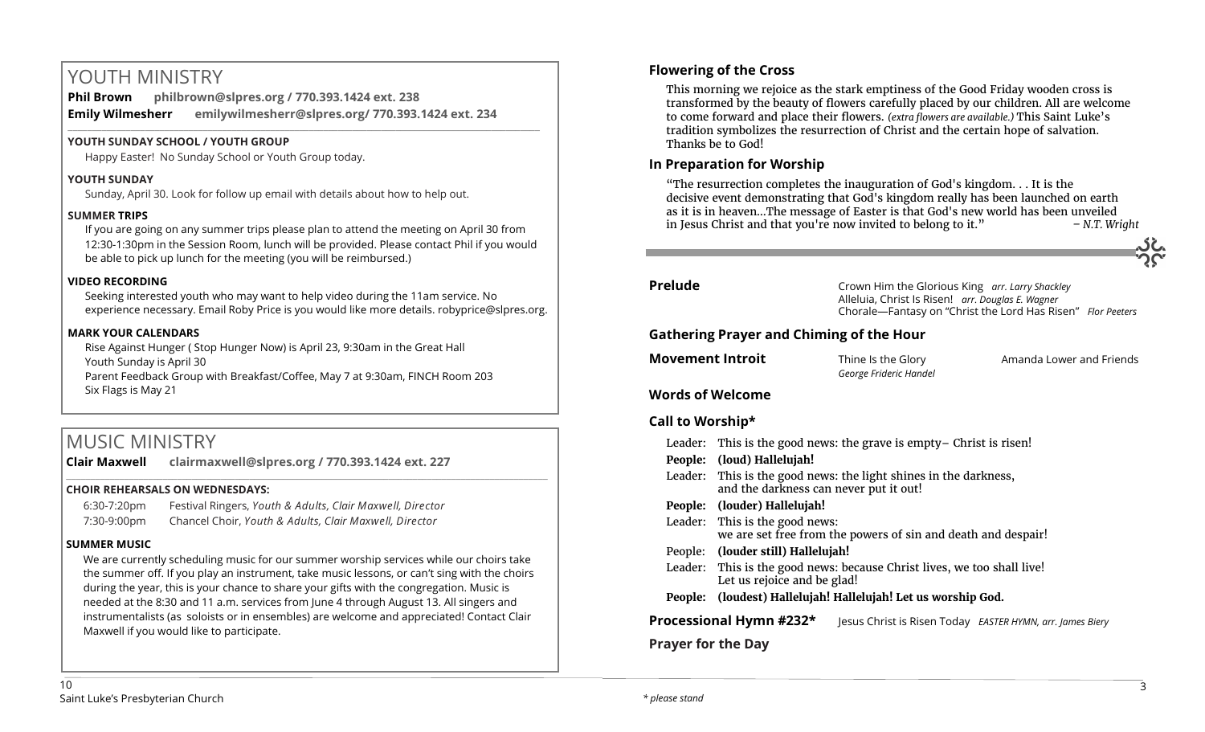# YOUTH MINISTRY

**Phil Brown** **philbrown@slpres.org / 770.393.1424 ext. 238**

**Emily Wilmesherr** **emilywilmesherr@slpres.org/ 770.393.1424 ext. 234**

### YOUTH SUNDAY SCHOOL / YOUTH GROUP

Happy Easter! No Sunday School or Youth Group today.

### YOUTH SUNDAY

Sunday, April 30. Look for follow up email with details about how to help out.

### SUMMER TRIPS

If you are going on any summer trips please plan to attend the meeting on April 30 from 12:30-1:30pm in the Session Room, lunch will be provided. Please contact Phil if you would be able to pick up lunch for the meeting (you will be reimbursed.)

### VIDEO RECORDING

Seeking interested youth who may want to help video during the 11am service. No experience necessary. Email Roby Price is you would like more details. robyprice@slpres.org.

### MARK YOUR CALENDARS

Rise Against Hunger ( Stop Hunger Now) is April 23, 9:30am in the Great Hall
Youth Sunday is April 30
Parent Feedback Group with Breakfast/Coffee, May 7 at 9:30am, FINCH Room 203
Six Flags is May 21

# MUSIC MINISTRY

**Clair Maxwell** **clairmaxwell@slpres.org / 770.393.1424 ext. 227**

### CHOIR REHEARSALS ON WEDNESDAYS:

6:30-7:20pm Festival Ringers, *Youth & Adults, Clair Maxwell, Director*
7:30-9:00pm Chancel Choir, *Youth & Adults, Clair Maxwell, Director*

### SUMMER MUSIC

We are currently scheduling music for our summer worship services while our choirs take the summer off. If you play an instrument, take music lessons, or can't sing with the choirs during the year, this is your chance to share your gifts with the congregation. Music is needed at the 8:30 and 11 a.m. services from June 4 through August 13. All singers and instrumentalists (as soloists or in ensembles) are welcome and appreciated! Contact Clair Maxwell if you would like to participate.

## Flowering of the Cross

This morning we rejoice as the stark emptiness of the Good Friday wooden cross is transformed by the beauty of flowers carefully placed by our children. All are welcome to come forward and place their flowers. *(extra flowers are available.)* This Saint Luke's tradition symbolizes the resurrection of Christ and the certain hope of salvation. Thanks be to God!

## In Preparation for Worship

"The resurrection completes the inauguration of God's kingdom. . . It is the decisive event demonstrating that God's kingdom really has been launched on earth as it is in heaven...The message of Easter is that God's new world has been unveiled in Jesus Christ and that you're now invited to belong to it." *– N.T. Wright*

**Prelude**
Crown Him the Glorious King *arr. Larry Shackley*
Alleluia, Christ Is Risen! *arr. Douglas E. Wagner*
Chorale—Fantasy on "Christ the Lord Has Risen" *Flor Peeters*

**Gathering Prayer and Chiming of the Hour**

**Movement Introit** Thine Is the Glory *George Frideric Handel* — Amanda Lower and Friends

**Words of Welcome**

**Call to Worship\***

Leader: This is the good news: the grave is empty– Christ is risen!
**People: (loud) Hallelujah!**
Leader: This is the good news: the light shines in the darkness, and the darkness can never put it out!
**People: (louder) Hallelujah!**
Leader: This is the good news: we are set free from the powers of sin and death and despair!
People: **(louder still) Hallelujah!**
Leader: This is the good news: because Christ lives, we too shall live! Let us rejoice and be glad!
**People: (loudest) Hallelujah! Hallelujah! Hallelujah! Let us worship God.**

**Processional Hymn #232\*** Jesus Christ is Risen Today *EASTER HYMN, arr. James Biery*

**Prayer for the Day**

*\* please stand*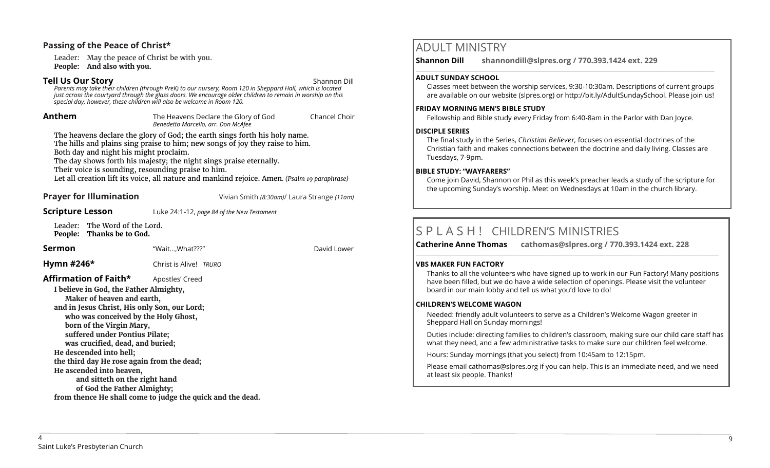### Passing of the Peace of Christ*

Leader: May the peace of Christ be with you.
**People: And also with you.**

### Tell Us Our Story — Shannon Dill

*Parents may take their children (through PreK) to our nursery, Room 120 in Sheppard Hall, which is located just across the courtyard through the glass doors. We encourage older children to remain in worship on this special day; however, these children will also be welcome in Room 120.*

### Anthem — The Heavens Declare the Glory of God — Chancel Choir

*Benedetto Marcello, arr. Don McAfee*

The heavens declare the glory of God; the earth sings forth his holy name.
The hills and plains sing praise to him; new songs of joy they raise to him.
Both day and night his might proclaim.
The day shows forth his majesty; the night sings praise eternally.
Their voice is sounding, resounding praise to him.
Let all creation lift its voice, all nature and mankind rejoice. Amen. *(Psalm 19 paraphrase)*

### Prayer for Illumination — Vivian Smith *(8:30am)*/ Laura Strange *(11am)*

### Scripture Lesson — Luke 24:1-12, *page 84 of the New Testament*

Leader: The Word of the Lord.
**People: Thanks be to God.**

### Sermon — "Wait…,What???" — David Lower

### Hymn #246* — Christ is Alive! *TRURO*

### Affirmation of Faith* — Apostles' Creed

**I believe in God, the Father Almighty,**
**Maker of heaven and earth,**
**and in Jesus Christ, His only Son, our Lord;**
**who was conceived by the Holy Ghost,**
**born of the Virgin Mary,**
**suffered under Pontius Pilate;**
**was crucified, dead, and buried;**
**He descended into hell;**
**the third day He rose again from the dead;**
**He ascended into heaven,**
**and sitteth on the right hand**
**of God the Father Almighty;**
**from thence He shall come to judge the quick and the dead.**

## ADULT MINISTRY

**Shannon Dill shannondill@slpres.org / 770.393.1424 ext. 229**

**ADULT SUNDAY SCHOOL**

Classes meet between the worship services, 9:30-10:30am. Descriptions of current groups are available on our website (slpres.org) or http://bit.ly/AdultSundaySchool. Please join us!

**FRIDAY MORNING MEN'S BIBLE STUDY**

Fellowship and Bible study every Friday from 6:40-8am in the Parlor with Dan Joyce.

**DISCIPLE SERIES**

The final study in the Series, *Christian Believer,* focuses on essential doctrines of the Christian faith and makes connections between the doctrine and daily living. Classes are Tuesdays, 7-9pm.

**BIBLE STUDY: "WAYFARERS"**

Come join David, Shannon or Phil as this week's preacher leads a study of the scripture for the upcoming Sunday's worship. Meet on Wednesdays at 10am in the church library.

## S P L A S H ! CHILDREN'S MINISTRIES

**Catherine Anne Thomas cathomas@slpres.org / 770.393.1424 ext. 228**

**VBS MAKER FUN FACTORY**

Thanks to all the volunteers who have signed up to work in our Fun Factory! Many positions have been filled, but we do have a wide selection of openings. Please visit the volunteer board in our main lobby and tell us what you'd love to do!

**CHILDREN'S WELCOME WAGON**

Needed: friendly adult volunteers to serve as a Children's Welcome Wagon greeter in Sheppard Hall on Sunday mornings!

Duties include: directing families to children's classroom, making sure our child care staff has what they need, and a few administrative tasks to make sure our children feel welcome.

Hours: Sunday mornings (that you select) from 10:45am to 12:15pm.

Please email cathomas@slpres.org if you can help. This is an immediate need, and we need at least six people. Thanks!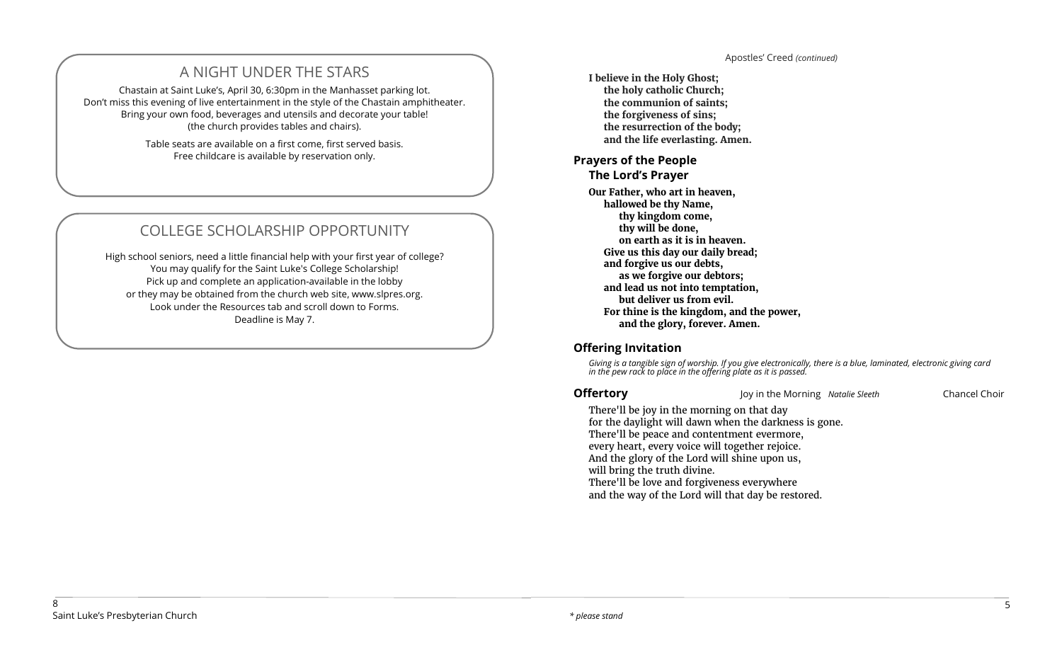## A NIGHT UNDER THE STARS

Chastain at Saint Luke's, April 30, 6:30pm in the Manhasset parking lot.
Don't miss this evening of live entertainment in the style of the Chastain amphitheater.
Bring your own food, beverages and utensils and decorate your table!
(the church provides tables and chairs).

Table seats are available on a first come, first served basis.
Free childcare is available by reservation only.

## COLLEGE SCHOLARSHIP OPPORTUNITY

High school seniors, need a little financial help with your first year of college?
You may qualify for the Saint Luke's College Scholarship!
Pick up and complete an application-available in the lobby
or they may be obtained from the church web site, www.slpres.org.
Look under the Resources tab and scroll down to Forms.
Deadline is May 7.

Apostles' Creed *(continued)*

**I believe in the Holy Ghost;**
**the holy catholic Church;**
**the communion of saints;**
**the forgiveness of sins;**
**the resurrection of the body;**
**and the life everlasting. Amen.**

## Prayers of the People

### The Lord's Prayer

**Our Father, who art in heaven,**
**hallowed be thy Name,**
**thy kingdom come,**
**thy will be done,**
**on earth as it is in heaven.**
**Give us this day our daily bread;**
**and forgive us our debts,**
**as we forgive our debtors;**
**and lead us not into temptation,**
**but deliver us from evil.**
**For thine is the kingdom, and the power,**
**and the glory, forever. Amen.**

## Offering Invitation

*Giving is a tangible sign of worship. If you give electronically, there is a blue, laminated, electronic giving card in the pew rack to place in the offering plate as it is passed.*

## Offertory

Joy in the Morning *Natalie Sleeth* Chancel Choir

There'll be joy in the morning on that day
for the daylight will dawn when the darkness is gone.
There'll be peace and contentment evermore,
every heart, every voice will together rejoice.
And the glory of the Lord will shine upon us,
will bring the truth divine.
There'll be love and forgiveness everywhere
and the way of the Lord will that day be restored.

*\* please stand*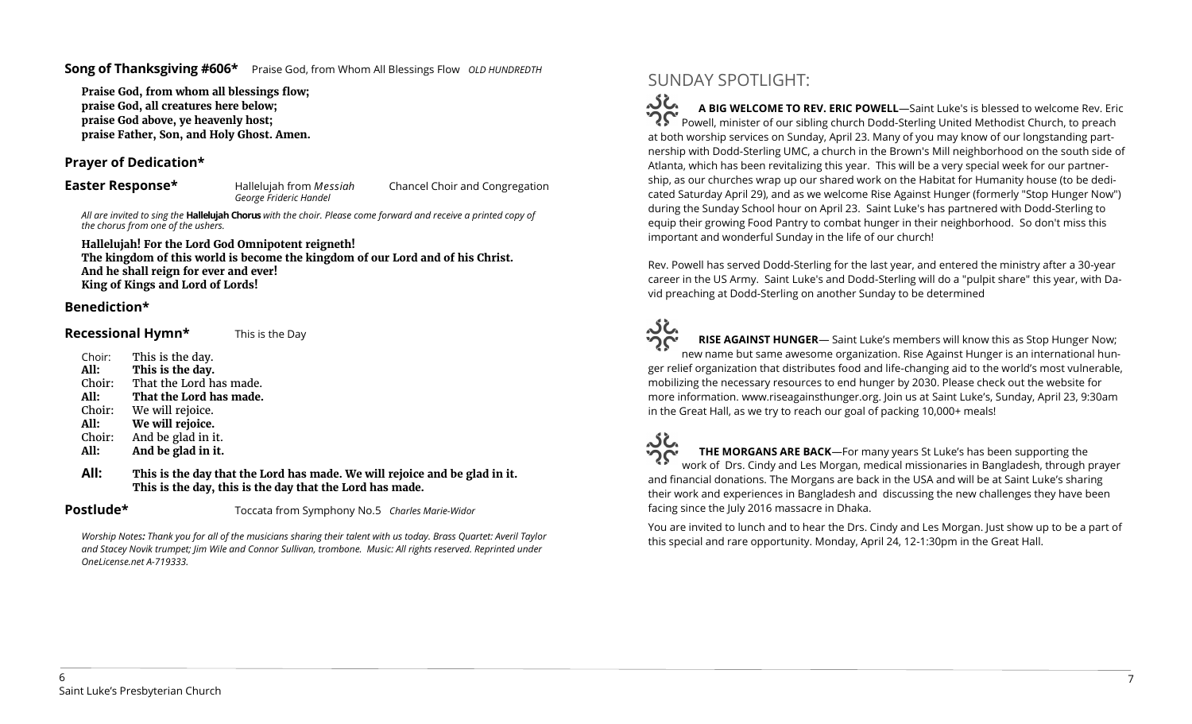**Song of Thanksgiving #606*** Praise God, from Whom All Blessings Flow *OLD HUNDREDTH*

**Praise God, from whom all blessings flow;**
**praise God, all creatures here below;**
**praise God above, ye heavenly host;**
**praise Father, Son, and Holy Ghost. Amen.**

### Prayer of Dedication*

**Easter Response*** Hallelujah from *Messiah* *George Frideric Handel* Chancel Choir and Congregation

*All are invited to sing the* **Hallelujah Chorus** *with the choir. Please come forward and receive a printed copy of the chorus from one of the ushers.*

**Hallelujah! For the Lord God Omnipotent reigneth!**
**The kingdom of this world is become the kingdom of our Lord and of his Christ.**
**And he shall reign for ever and ever!**
**King of Kings and Lord of Lords!**

### Benediction*

**Recessional Hymn*** This is the Day

Choir: This is the day.
**All: This is the day.**
Choir: That the Lord has made.
**All: That the Lord has made.**
Choir: We will rejoice.
**All: We will rejoice.**
Choir: And be glad in it.
**All: And be glad in it.**

**All: This is the day that the Lord has made. We will rejoice and be glad in it. This is the day, this is the day that the Lord has made.**

**Postlude*** Toccata from Symphony No.5 *Charles Marie-Widor*

*Worship Notes: Thank you for all of the musicians sharing their talent with us today. Brass Quartet: Averil Taylor and Stacey Novik trumpet; Jim Wile and Connor Sullivan, trombone. Music: All rights reserved. Reprinted under OneLicense.net A-719333.*

## SUNDAY SPOTLIGHT:

**A BIG WELCOME TO REV. ERIC POWELL**—Saint Luke's is blessed to welcome Rev. Eric Powell, minister of our sibling church Dodd-Sterling United Methodist Church, to preach at both worship services on Sunday, April 23. Many of you may know of our longstanding partnership with Dodd-Sterling UMC, a church in the Brown's Mill neighborhood on the south side of Atlanta, which has been revitalizing this year. This will be a very special week for our partnership, as our churches wrap up our shared work on the Habitat for Humanity house (to be dedicated Saturday April 29), and as we welcome Rise Against Hunger (formerly "Stop Hunger Now") during the Sunday School hour on April 23. Saint Luke's has partnered with Dodd-Sterling to equip their growing Food Pantry to combat hunger in their neighborhood. So don't miss this important and wonderful Sunday in the life of our church!

Rev. Powell has served Dodd-Sterling for the last year, and entered the ministry after a 30-year career in the US Army. Saint Luke's and Dodd-Sterling will do a "pulpit share" this year, with David preaching at Dodd-Sterling on another Sunday to be determined

**RISE AGAINST HUNGER**— Saint Luke's members will know this as Stop Hunger Now; new name but same awesome organization. Rise Against Hunger is an international hunger relief organization that distributes food and life-changing aid to the world's most vulnerable, mobilizing the necessary resources to end hunger by 2030. Please check out the website for more information. www.riseagainsthunger.org. Join us at Saint Luke's, Sunday, April 23, 9:30am in the Great Hall, as we try to reach our goal of packing 10,000+ meals!

**THE MORGANS ARE BACK**—For many years St Luke's has been supporting the work of Drs. Cindy and Les Morgan, medical missionaries in Bangladesh, through prayer and financial donations. The Morgans are back in the USA and will be at Saint Luke's sharing their work and experiences in Bangladesh and discussing the new challenges they have been facing since the July 2016 massacre in Dhaka.

You are invited to lunch and to hear the Drs. Cindy and Les Morgan. Just show up to be a part of this special and rare opportunity. Monday, April 24, 12-1:30pm in the Great Hall.